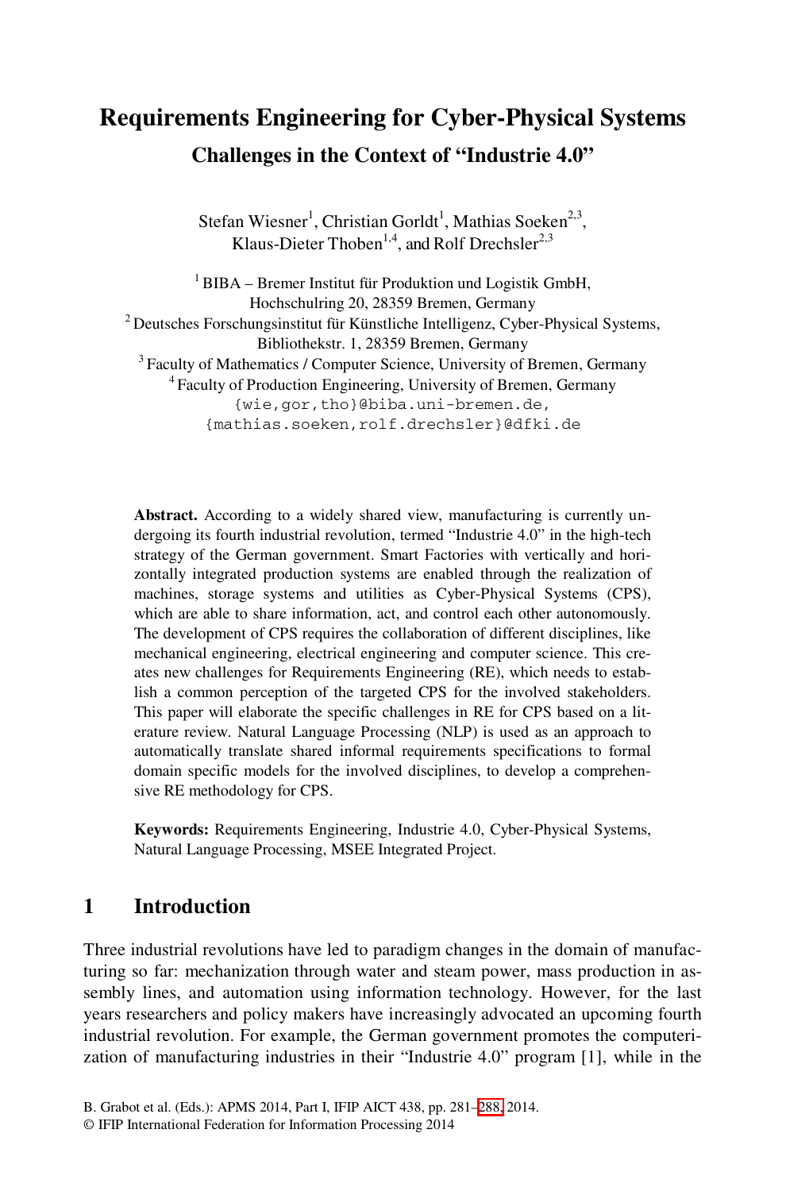# Requirements Engineering for Cyber-Physical Systems

## Challenges in the Context of "Industrie 4.0"

Stefan Wiesner[1], Christian Gorldt[1], Mathias Soeken[2,3], Klaus-Dieter Thoben[1,4], and Rolf Drechsler[2,3]

[1] BIBA – Bremer Institut für Produktion und Logistik GmbH, Hochschulring 20, 28359 Bremen, Germany

[2] Deutsches Forschungsinstitut für Künstliche Intelligenz, Cyber-Physical Systems, Bibliothekstr. 1, 28359 Bremen, Germany

[3] Faculty of Mathematics / Computer Science, University of Bremen, Germany

[4] Faculty of Production Engineering, University of Bremen, Germany

{wie,gor,tho}@biba.uni-bremen.de, {mathias.soeken,rolf.drechsler}@dfki.de

**Abstract.** According to a widely shared view, manufacturing is currently undergoing its fourth industrial revolution, termed "Industrie 4.0" in the high-tech strategy of the German government. Smart Factories with vertically and horizontally integrated production systems are enabled through the realization of machines, storage systems and utilities as Cyber-Physical Systems (CPS), which are able to share information, act, and control each other autonomously. The development of CPS requires the collaboration of different disciplines, like mechanical engineering, electrical engineering and computer science. This creates new challenges for Requirements Engineering (RE), which needs to establish a common perception of the targeted CPS for the involved stakeholders. This paper will elaborate the specific challenges in RE for CPS based on a literature review. Natural Language Processing (NLP) is used as an approach to automatically translate shared informal requirements specifications to formal domain specific models for the involved disciplines, to develop a comprehensive RE methodology for CPS.

**Keywords:** Requirements Engineering, Industrie 4.0, Cyber-Physical Systems, Natural Language Processing, MSEE Integrated Project.

## 1 Introduction

Three industrial revolutions have led to paradigm changes in the domain of manufacturing so far: mechanization through water and steam power, mass production in assembly lines, and automation using information technology. However, for the last years researchers and policy makers have increasingly advocated an upcoming fourth industrial revolution. For example, the German government promotes the computerization of manufacturing industries in their "Industrie 4.0" program [1], while in the

B. Grabot et al. (Eds.): APMS 2014, Part I, IFIP AICT 438, pp. 281–288, 2014.
© IFIP International Federation for Information Processing 2014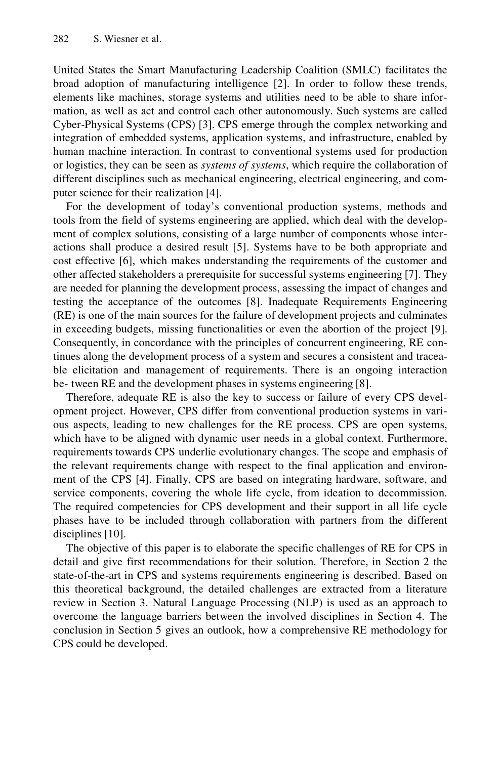United States the Smart Manufacturing Leadership Coalition (SMLC) facilitates the broad adoption of manufacturing intelligence [2]. In order to follow these trends, elements like machines, storage systems and utilities need to be able to share information, as well as act and control each other autonomously. Such systems are called Cyber-Physical Systems (CPS) [3]. CPS emerge through the complex networking and integration of embedded systems, application systems, and infrastructure, enabled by human machine interaction. In contrast to conventional systems used for production or logistics, they can be seen as *systems of systems*, which require the collaboration of different disciplines such as mechanical engineering, electrical engineering, and computer science for their realization [4].

For the development of today's conventional production systems, methods and tools from the field of systems engineering are applied, which deal with the development of complex solutions, consisting of a large number of components whose interactions shall produce a desired result [5]. Systems have to be both appropriate and cost effective [6], which makes understanding the requirements of the customer and other affected stakeholders a prerequisite for successful systems engineering [7]. They are needed for planning the development process, assessing the impact of changes and testing the acceptance of the outcomes [8]. Inadequate Requirements Engineering (RE) is one of the main sources for the failure of development projects and culminates in exceeding budgets, missing functionalities or even the abortion of the project [9]. Consequently, in concordance with the principles of concurrent engineering, RE continues along the development process of a system and secures a consistent and traceable elicitation and management of requirements. There is an ongoing interaction be- tween RE and the development phases in systems engineering [8].

Therefore, adequate RE is also the key to success or failure of every CPS development project. However, CPS differ from conventional production systems in various aspects, leading to new challenges for the RE process. CPS are open systems, which have to be aligned with dynamic user needs in a global context. Furthermore, requirements towards CPS underlie evolutionary changes. The scope and emphasis of the relevant requirements change with respect to the final application and environment of the CPS [4]. Finally, CPS are based on integrating hardware, software, and service components, covering the whole life cycle, from ideation to decommission. The required competencies for CPS development and their support in all life cycle phases have to be included through collaboration with partners from the different disciplines [10].

The objective of this paper is to elaborate the specific challenges of RE for CPS in detail and give first recommendations for their solution. Therefore, in Section 2 the state-of-the-art in CPS and systems requirements engineering is described. Based on this theoretical background, the detailed challenges are extracted from a literature review in Section 3. Natural Language Processing (NLP) is used as an approach to overcome the language barriers between the involved disciplines in Section 4. The conclusion in Section 5 gives an outlook, how a comprehensive RE methodology for CPS could be developed.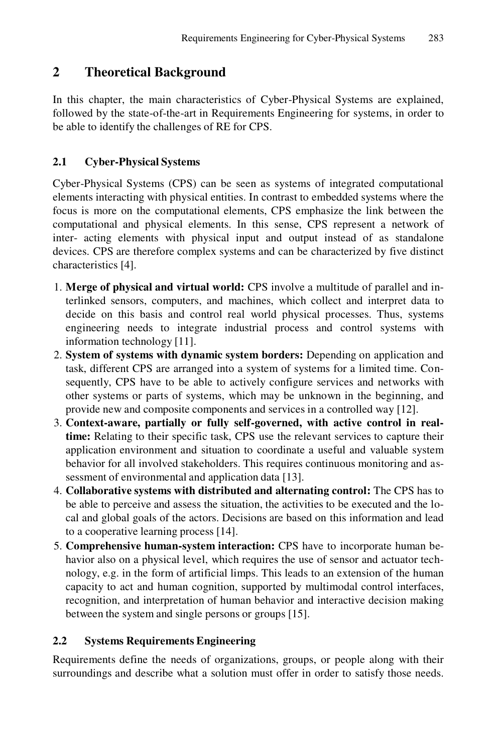## 2 Theoretical Background

In this chapter, the main characteristics of Cyber-Physical Systems are explained, followed by the state-of-the-art in Requirements Engineering for systems, in order to be able to identify the challenges of RE for CPS.

### 2.1 Cyber-Physical Systems

Cyber-Physical Systems (CPS) can be seen as systems of integrated computational elements interacting with physical entities. In contrast to embedded systems where the focus is more on the computational elements, CPS emphasize the link between the computational and physical elements. In this sense, CPS represent a network of inter- acting elements with physical input and output instead of as standalone devices. CPS are therefore complex systems and can be characterized by five distinct characteristics [4].

1. **Merge of physical and virtual world:** CPS involve a multitude of parallel and interlinked sensors, computers, and machines, which collect and interpret data to decide on this basis and control real world physical processes. Thus, systems engineering needs to integrate industrial process and control systems with information technology [11].
2. **System of systems with dynamic system borders:** Depending on application and task, different CPS are arranged into a system of systems for a limited time. Consequently, CPS have to be able to actively configure services and networks with other systems or parts of systems, which may be unknown in the beginning, and provide new and composite components and services in a controlled way [12].
3. **Context-aware, partially or fully self-governed, with active control in real-time:** Relating to their specific task, CPS use the relevant services to capture their application environment and situation to coordinate a useful and valuable system behavior for all involved stakeholders. This requires continuous monitoring and assessment of environmental and application data [13].
4. **Collaborative systems with distributed and alternating control:** The CPS has to be able to perceive and assess the situation, the activities to be executed and the local and global goals of the actors. Decisions are based on this information and lead to a cooperative learning process [14].
5. **Comprehensive human-system interaction:** CPS have to incorporate human behavior also on a physical level, which requires the use of sensor and actuator technology, e.g. in the form of artificial limps. This leads to an extension of the human capacity to act and human cognition, supported by multimodal control interfaces, recognition, and interpretation of human behavior and interactive decision making between the system and single persons or groups [15].

### 2.2 Systems Requirements Engineering

Requirements define the needs of organizations, groups, or people along with their surroundings and describe what a solution must offer in order to satisfy those needs.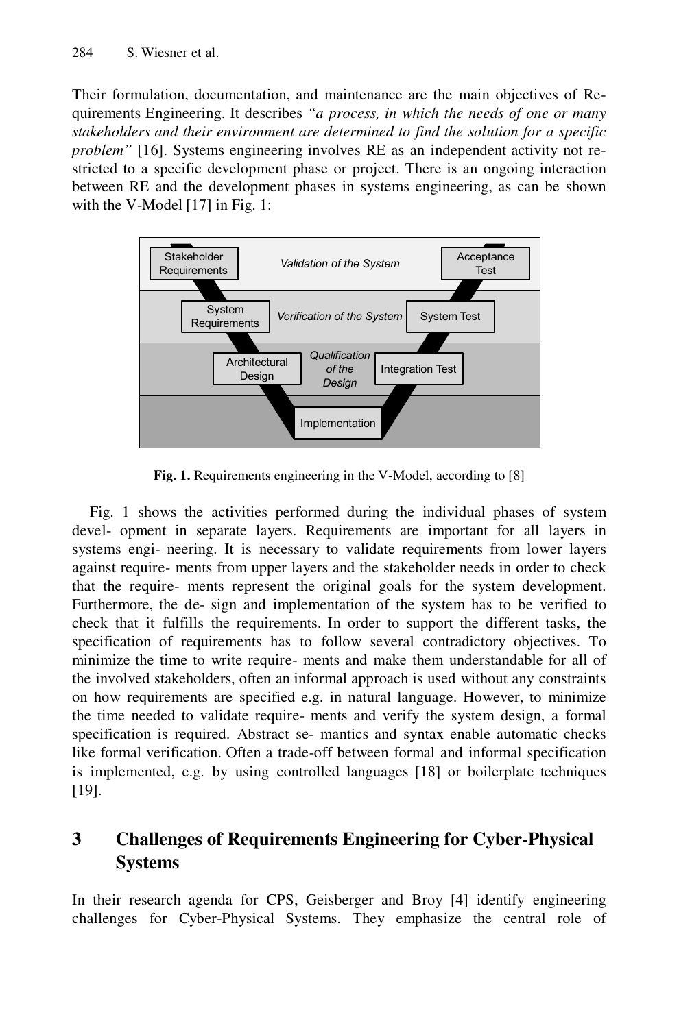Their formulation, documentation, and maintenance are the main objectives of Requirements Engineering. It describes *"a process, in which the needs of one or many stakeholders and their environment are determined to find the solution for a specific problem"* [16]. Systems engineering involves RE as an independent activity not restricted to a specific development phase or project. There is an ongoing interaction between RE and the development phases in systems engineering, as can be shown with the V-Model [17] in Fig. 1:

**Fig. 1.** Requirements engineering in the V-Model, according to [8]

Fig. 1 shows the activities performed during the individual phases of system devel- opment in separate layers. Requirements are important for all layers in systems engi- neering. It is necessary to validate requirements from lower layers against require- ments from upper layers and the stakeholder needs in order to check that the require- ments represent the original goals for the system development. Furthermore, the de- sign and implementation of the system has to be verified to check that it fulfills the requirements. In order to support the different tasks, the specification of requirements has to follow several contradictory objectives. To minimize the time to write require- ments and make them understandable for all of the involved stakeholders, often an informal approach is used without any constraints on how requirements are specified e.g. in natural language. However, to minimize the time needed to validate require- ments and verify the system design, a formal specification is required. Abstract se- mantics and syntax enable automatic checks like formal verification. Often a trade-off between formal and informal specification is implemented, e.g. by using controlled languages [18] or boilerplate techniques [19].

## 3 Challenges of Requirements Engineering for Cyber-Physical Systems

In their research agenda for CPS, Geisberger and Broy [4] identify engineering challenges for Cyber-Physical Systems. They emphasize the central role of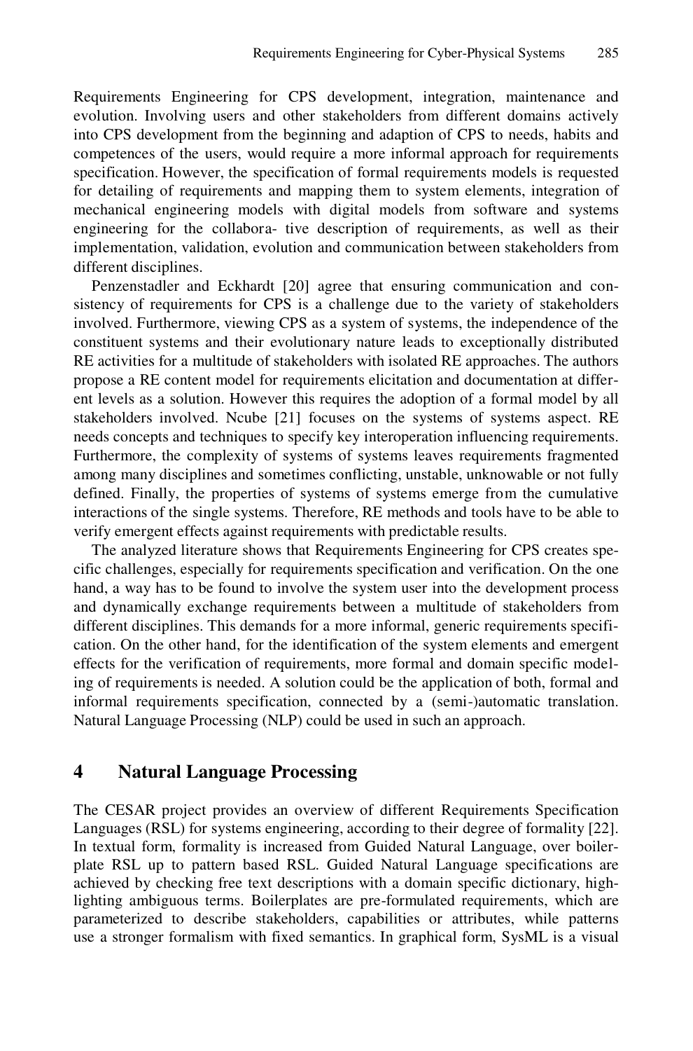Requirements Engineering for CPS development, integration, maintenance and evolution. Involving users and other stakeholders from different domains actively into CPS development from the beginning and adaption of CPS to needs, habits and competences of the users, would require a more informal approach for requirements specification. However, the specification of formal requirements models is requested for detailing of requirements and mapping them to system elements, integration of mechanical engineering models with digital models from software and systems engineering for the collabora- tive description of requirements, as well as their implementation, validation, evolution and communication between stakeholders from different disciplines.

Penzenstadler and Eckhardt [20] agree that ensuring communication and consistency of requirements for CPS is a challenge due to the variety of stakeholders involved. Furthermore, viewing CPS as a system of systems, the independence of the constituent systems and their evolutionary nature leads to exceptionally distributed RE activities for a multitude of stakeholders with isolated RE approaches. The authors propose a RE content model for requirements elicitation and documentation at different levels as a solution. However this requires the adoption of a formal model by all stakeholders involved. Ncube [21] focuses on the systems of systems aspect. RE needs concepts and techniques to specify key interoperation influencing requirements. Furthermore, the complexity of systems of systems leaves requirements fragmented among many disciplines and sometimes conflicting, unstable, unknowable or not fully defined. Finally, the properties of systems of systems emerge from the cumulative interactions of the single systems. Therefore, RE methods and tools have to be able to verify emergent effects against requirements with predictable results.

The analyzed literature shows that Requirements Engineering for CPS creates specific challenges, especially for requirements specification and verification. On the one hand, a way has to be found to involve the system user into the development process and dynamically exchange requirements between a multitude of stakeholders from different disciplines. This demands for a more informal, generic requirements specification. On the other hand, for the identification of the system elements and emergent effects for the verification of requirements, more formal and domain specific modeling of requirements is needed. A solution could be the application of both, formal and informal requirements specification, connected by a (semi-)automatic translation. Natural Language Processing (NLP) could be used in such an approach.

## 4 Natural Language Processing

The CESAR project provides an overview of different Requirements Specification Languages (RSL) for systems engineering, according to their degree of formality [22]. In textual form, formality is increased from Guided Natural Language, over boilerplate RSL up to pattern based RSL. Guided Natural Language specifications are achieved by checking free text descriptions with a domain specific dictionary, highlighting ambiguous terms. Boilerplates are pre-formulated requirements, which are parameterized to describe stakeholders, capabilities or attributes, while patterns use a stronger formalism with fixed semantics. In graphical form, SysML is a visual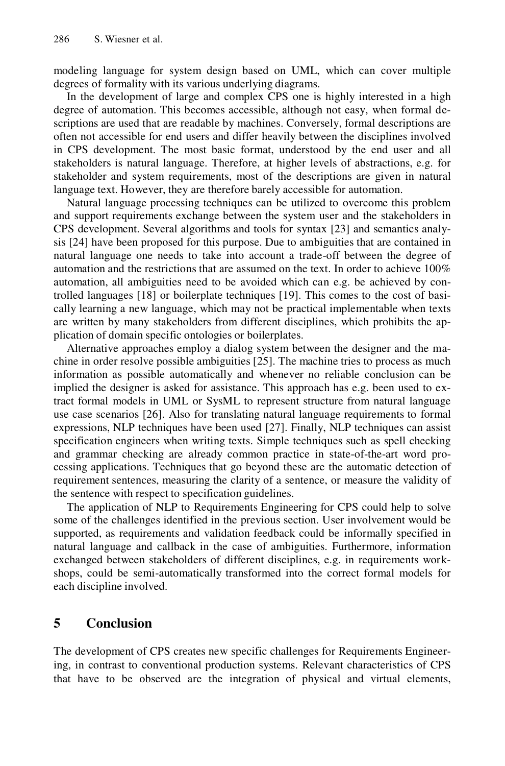modeling language for system design based on UML, which can cover multiple degrees of formality with its various underlying diagrams.

In the development of large and complex CPS one is highly interested in a high degree of automation. This becomes accessible, although not easy, when formal descriptions are used that are readable by machines. Conversely, formal descriptions are often not accessible for end users and differ heavily between the disciplines involved in CPS development. The most basic format, understood by the end user and all stakeholders is natural language. Therefore, at higher levels of abstractions, e.g. for stakeholder and system requirements, most of the descriptions are given in natural language text. However, they are therefore barely accessible for automation.

Natural language processing techniques can be utilized to overcome this problem and support requirements exchange between the system user and the stakeholders in CPS development. Several algorithms and tools for syntax [23] and semantics analysis [24] have been proposed for this purpose. Due to ambiguities that are contained in natural language one needs to take into account a trade-off between the degree of automation and the restrictions that are assumed on the text. In order to achieve 100% automation, all ambiguities need to be avoided which can e.g. be achieved by controlled languages [18] or boilerplate techniques [19]. This comes to the cost of basically learning a new language, which may not be practical implementable when texts are written by many stakeholders from different disciplines, which prohibits the application of domain specific ontologies or boilerplates.

Alternative approaches employ a dialog system between the designer and the machine in order resolve possible ambiguities [25]. The machine tries to process as much information as possible automatically and whenever no reliable conclusion can be implied the designer is asked for assistance. This approach has e.g. been used to extract formal models in UML or SysML to represent structure from natural language use case scenarios [26]. Also for translating natural language requirements to formal expressions, NLP techniques have been used [27]. Finally, NLP techniques can assist specification engineers when writing texts. Simple techniques such as spell checking and grammar checking are already common practice in state-of-the-art word processing applications. Techniques that go beyond these are the automatic detection of requirement sentences, measuring the clarity of a sentence, or measure the validity of the sentence with respect to specification guidelines.

The application of NLP to Requirements Engineering for CPS could help to solve some of the challenges identified in the previous section. User involvement would be supported, as requirements and validation feedback could be informally specified in natural language and callback in the case of ambiguities. Furthermore, information exchanged between stakeholders of different disciplines, e.g. in requirements workshops, could be semi-automatically transformed into the correct formal models for each discipline involved.

## 5 Conclusion

The development of CPS creates new specific challenges for Requirements Engineering, in contrast to conventional production systems. Relevant characteristics of CPS that have to be observed are the integration of physical and virtual elements,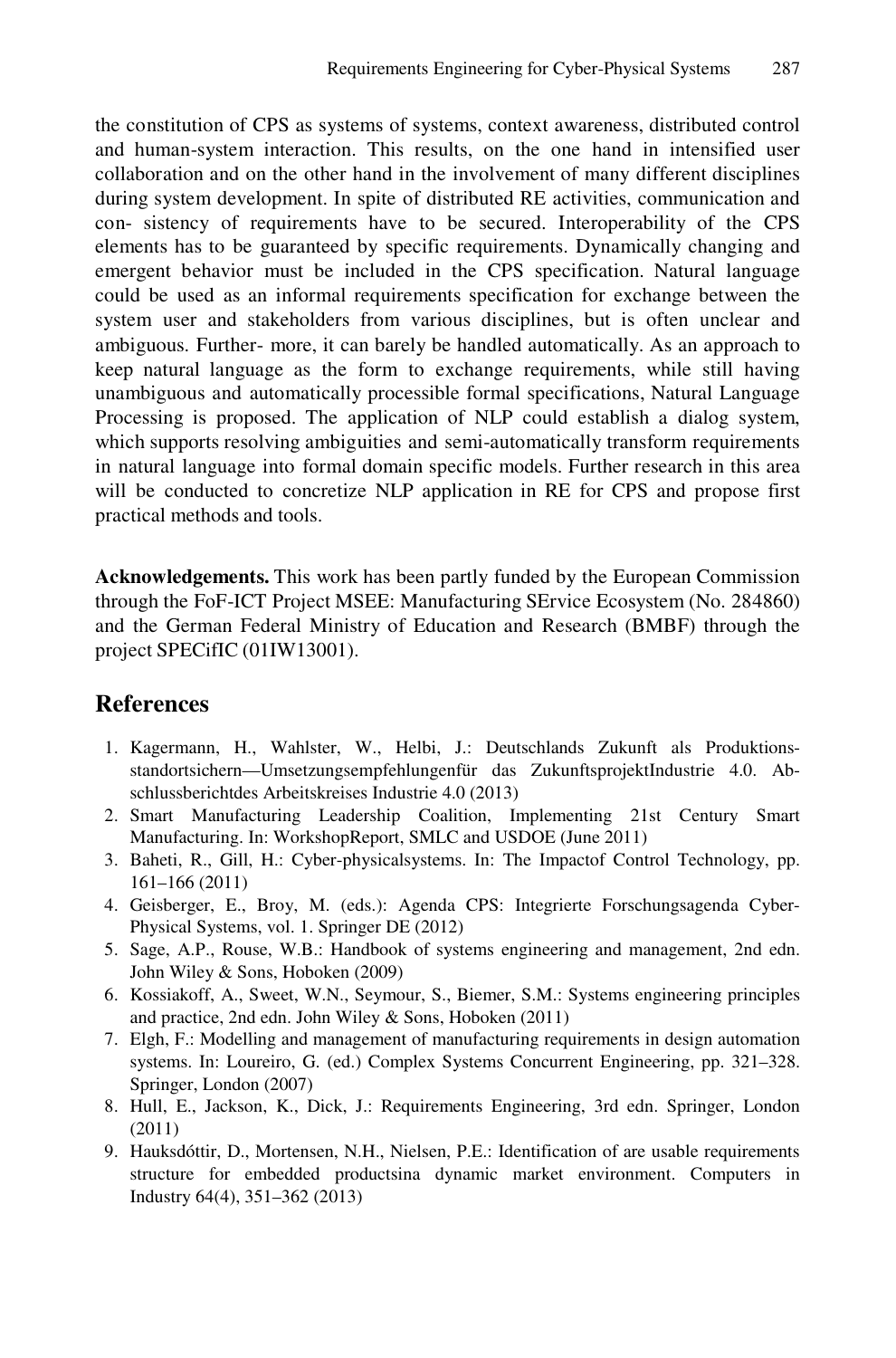the constitution of CPS as systems of systems, context awareness, distributed control and human-system interaction. This results, on the one hand in intensified user collaboration and on the other hand in the involvement of many different disciplines during system development. In spite of distributed RE activities, communication and con- sistency of requirements have to be secured. Interoperability of the CPS elements has to be guaranteed by specific requirements. Dynamically changing and emergent behavior must be included in the CPS specification. Natural language could be used as an informal requirements specification for exchange between the system user and stakeholders from various disciplines, but is often unclear and ambiguous. Further- more, it can barely be handled automatically. As an approach to keep natural language as the form to exchange requirements, while still having unambiguous and automatically processible formal specifications, Natural Language Processing is proposed. The application of NLP could establish a dialog system, which supports resolving ambiguities and semi-automatically transform requirements in natural language into formal domain specific models. Further research in this area will be conducted to concretize NLP application in RE for CPS and propose first practical methods and tools.

**Acknowledgements.** This work has been partly funded by the European Commission through the FoF-ICT Project MSEE: Manufacturing SErvice Ecosystem (No. 284860) and the German Federal Ministry of Education and Research (BMBF) through the project SPECifIC (01IW13001).

## References

1. Kagermann, H., Wahlster, W., Helbi, J.: Deutschlands Zukunft als Produktions-standortsichern—Umsetzungsempfehlungenfür das ZukunftsprojektIndustrie 4.0. Ab-schlussberichtdes Arbeitskreises Industrie 4.0 (2013)
2. Smart Manufacturing Leadership Coalition, Implementing 21st Century Smart Manufacturing. In: WorkshopReport, SMLC and USDOE (June 2011)
3. Baheti, R., Gill, H.: Cyber-physicalsystems. In: The Impactof Control Technology, pp. 161–166 (2011)
4. Geisberger, E., Broy, M. (eds.): Agenda CPS: Integrierte Forschungsagenda Cyber-Physical Systems, vol. 1. Springer DE (2012)
5. Sage, A.P., Rouse, W.B.: Handbook of systems engineering and management, 2nd edn. John Wiley & Sons, Hoboken (2009)
6. Kossiakoff, A., Sweet, W.N., Seymour, S., Biemer, S.M.: Systems engineering principles and practice, 2nd edn. John Wiley & Sons, Hoboken (2011)
7. Elgh, F.: Modelling and management of manufacturing requirements in design automation systems. In: Loureiro, G. (ed.) Complex Systems Concurrent Engineering, pp. 321–328. Springer, London (2007)
8. Hull, E., Jackson, K., Dick, J.: Requirements Engineering, 3rd edn. Springer, London (2011)
9. Hauksdóttir, D., Mortensen, N.H., Nielsen, P.E.: Identification of are usable requirements structure for embedded productsina dynamic market environment. Computers in Industry 64(4), 351–362 (2013)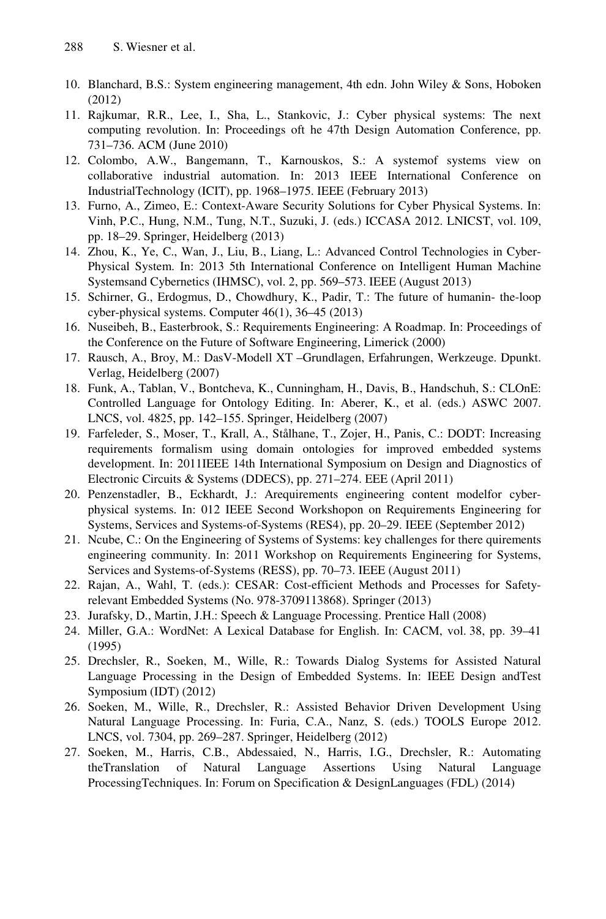10. Blanchard, B.S.: System engineering management, 4th edn. John Wiley & Sons, Hoboken (2012)
11. Rajkumar, R.R., Lee, I., Sha, L., Stankovic, J.: Cyber physical systems: The next computing revolution. In: Proceedings oft he 47th Design Automation Conference, pp. 731–736. ACM (June 2010)
12. Colombo, A.W., Bangemann, T., Karnouskos, S.: A systemof systems view on collaborative industrial automation. In: 2013 IEEE International Conference on IndustrialTechnology (ICIT), pp. 1968–1975. IEEE (February 2013)
13. Furno, A., Zimeo, E.: Context-Aware Security Solutions for Cyber Physical Systems. In: Vinh, P.C., Hung, N.M., Tung, N.T., Suzuki, J. (eds.) ICCASA 2012. LNICST, vol. 109, pp. 18–29. Springer, Heidelberg (2013)
14. Zhou, K., Ye, C., Wan, J., Liu, B., Liang, L.: Advanced Control Technologies in Cyber-Physical System. In: 2013 5th International Conference on Intelligent Human Machine Systemsand Cybernetics (IHMSC), vol. 2, pp. 569–573. IEEE (August 2013)
15. Schirner, G., Erdogmus, D., Chowdhury, K., Padir, T.: The future of humanin- the-loop cyber-physical systems. Computer 46(1), 36–45 (2013)
16. Nuseibeh, B., Easterbrook, S.: Requirements Engineering: A Roadmap. In: Proceedings of the Conference on the Future of Software Engineering, Limerick (2000)
17. Rausch, A., Broy, M.: DasV-Modell XT –Grundlagen, Erfahrungen, Werkzeuge. Dpunkt. Verlag, Heidelberg (2007)
18. Funk, A., Tablan, V., Bontcheva, K., Cunningham, H., Davis, B., Handschuh, S.: CLOnE: Controlled Language for Ontology Editing. In: Aberer, K., et al. (eds.) ASWC 2007. LNCS, vol. 4825, pp. 142–155. Springer, Heidelberg (2007)
19. Farfeleder, S., Moser, T., Krall, A., Stålhane, T., Zojer, H., Panis, C.: DODT: Increasing requirements formalism using domain ontologies for improved embedded systems development. In: 2011IEEE 14th International Symposium on Design and Diagnostics of Electronic Circuits & Systems (DDECS), pp. 271–274. EEE (April 2011)
20. Penzenstadler, B., Eckhardt, J.: Arequirements engineering content modelfor cyber-physical systems. In: 012 IEEE Second Workshopon on Requirements Engineering for Systems, Services and Systems-of-Systems (RES4), pp. 20–29. IEEE (September 2012)
21. Ncube, C.: On the Engineering of Systems of Systems: key challenges for there quirements engineering community. In: 2011 Workshop on Requirements Engineering for Systems, Services and Systems-of-Systems (RESS), pp. 70–73. IEEE (August 2011)
22. Rajan, A., Wahl, T. (eds.): CESAR: Cost-efficient Methods and Processes for Safety-relevant Embedded Systems (No. 978-3709113868). Springer (2013)
23. Jurafsky, D., Martin, J.H.: Speech & Language Processing. Prentice Hall (2008)
24. Miller, G.A.: WordNet: A Lexical Database for English. In: CACM, vol. 38, pp. 39–41 (1995)
25. Drechsler, R., Soeken, M., Wille, R.: Towards Dialog Systems for Assisted Natural Language Processing in the Design of Embedded Systems. In: IEEE Design andTest Symposium (IDT) (2012)
26. Soeken, M., Wille, R., Drechsler, R.: Assisted Behavior Driven Development Using Natural Language Processing. In: Furia, C.A., Nanz, S. (eds.) TOOLS Europe 2012. LNCS, vol. 7304, pp. 269–287. Springer, Heidelberg (2012)
27. Soeken, M., Harris, C.B., Abdessaied, N., Harris, I.G., Drechsler, R.: Automating theTranslation of Natural Language Assertions Using Natural Language ProcessingTechniques. In: Forum on Specification & DesignLanguages (FDL) (2014)